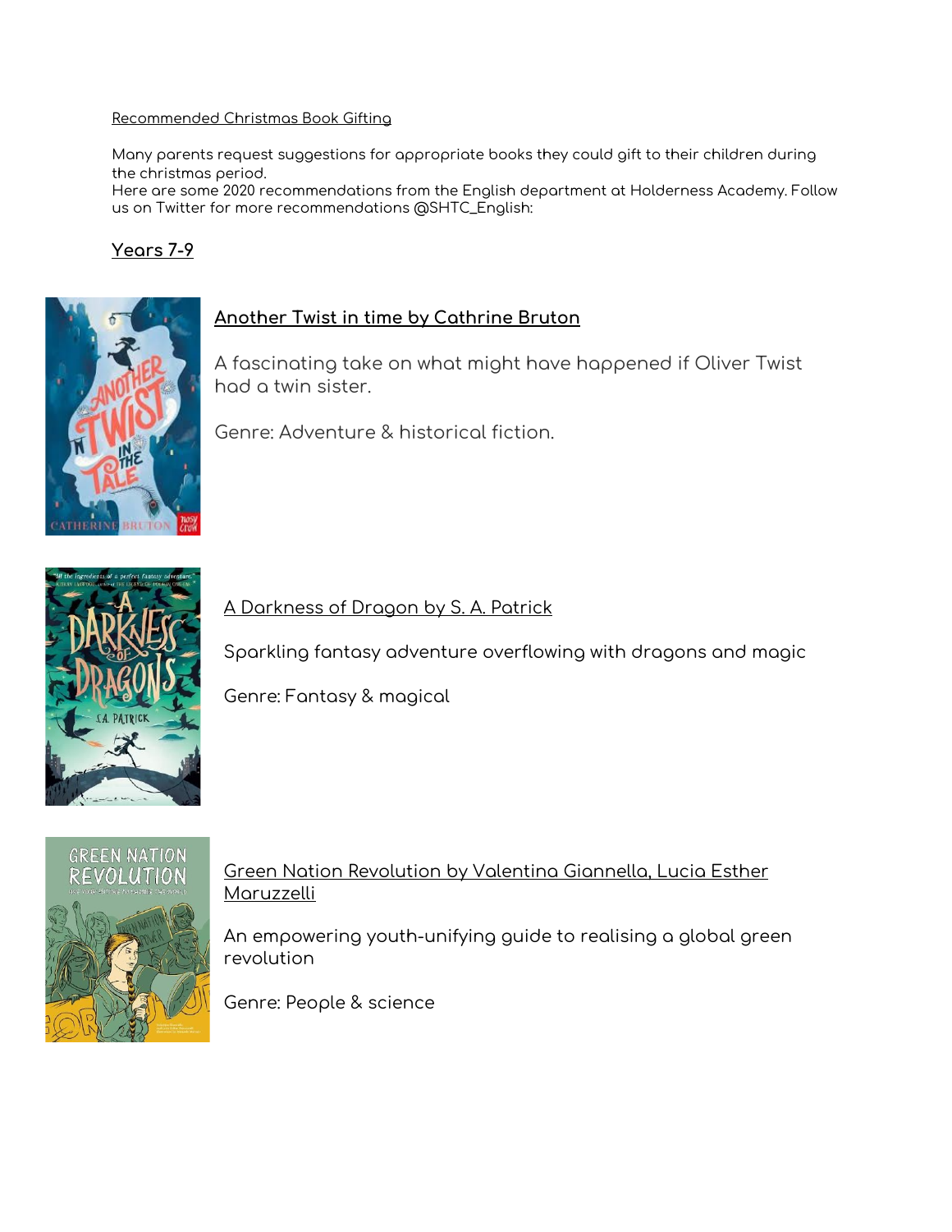Recommended Christmas Book Gifting

Many parents request suggestions for appropriate books they could gift to their children during the christmas period.
Here are some 2020 recommendations from the English department at Holderness Academy. Follow us on Twitter for more recommendations @SHTC_English:

## Years 7-9

### Another Twist in time by Cathrine Bruton

A fascinating take on what might have happened if Oliver Twist had a twin sister.

Genre: Adventure & historical fiction.

### A Darkness of Dragon by S. A. Patrick

Sparkling fantasy adventure overflowing with dragons and magic

Genre: Fantasy & magical

### Green Nation Revolution by Valentina Giannella, Lucia Esther Maruzzelli

An empowering youth-unifying guide to realising a global green revolution

Genre: People & science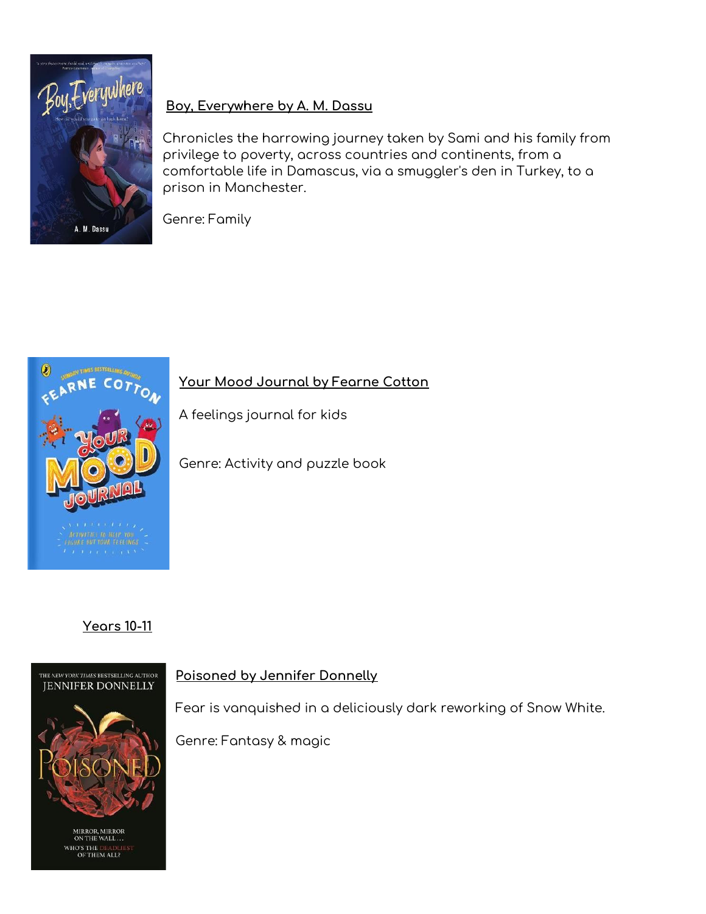**Boy, Everywhere by A. M. Dassu**

Chronicles the harrowing journey taken by Sami and his family from privilege to poverty, across countries and continents, from a comfortable life in Damascus, via a smuggler's den in Turkey, to a prison in Manchester.

Genre: Family

**Your Mood Journal by Fearne Cotton**

A feelings journal for kids

Genre: Activity and puzzle book

## Years 10-11

**Poisoned by Jennifer Donnelly**

Fear is vanquished in a deliciously dark reworking of Snow White.

Genre: Fantasy & magic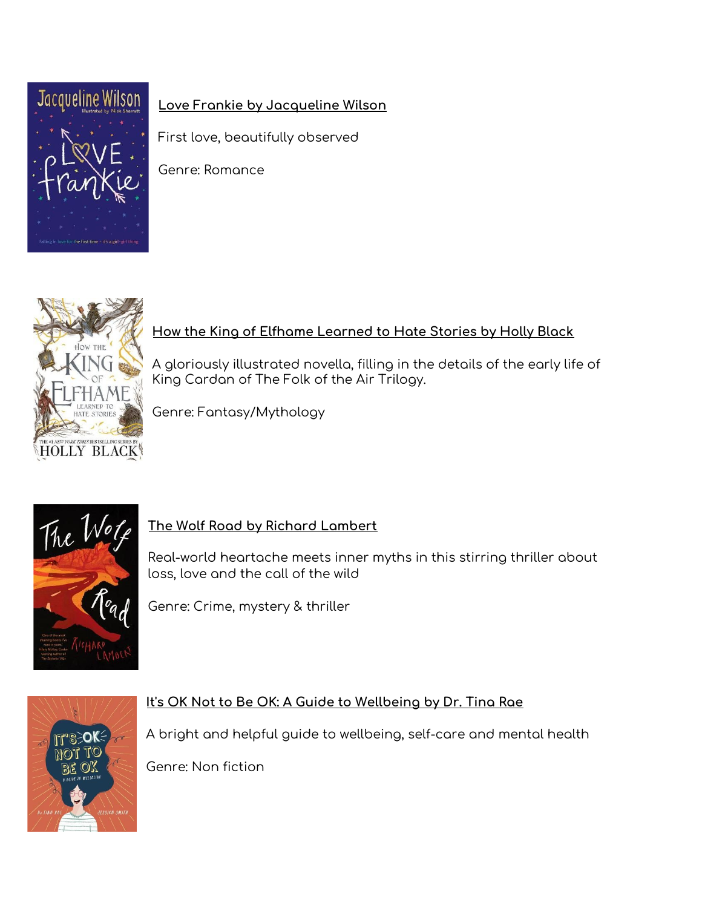**Love Frankie by Jacqueline Wilson**

First love, beautifully observed

Genre: Romance

**How the King of Elfhame Learned to Hate Stories by Holly Black**

A gloriously illustrated novella, filling in the details of the early life of King Cardan of The Folk of the Air Trilogy.

Genre: Fantasy/Mythology

**The Wolf Road by Richard Lambert**

Real-world heartache meets inner myths in this stirring thriller about loss, love and the call of the wild

Genre: Crime, mystery & thriller

**It's OK Not to Be OK: A Guide to Wellbeing by Dr. Tina Rae**

A bright and helpful guide to wellbeing, self-care and mental health

Genre: Non fiction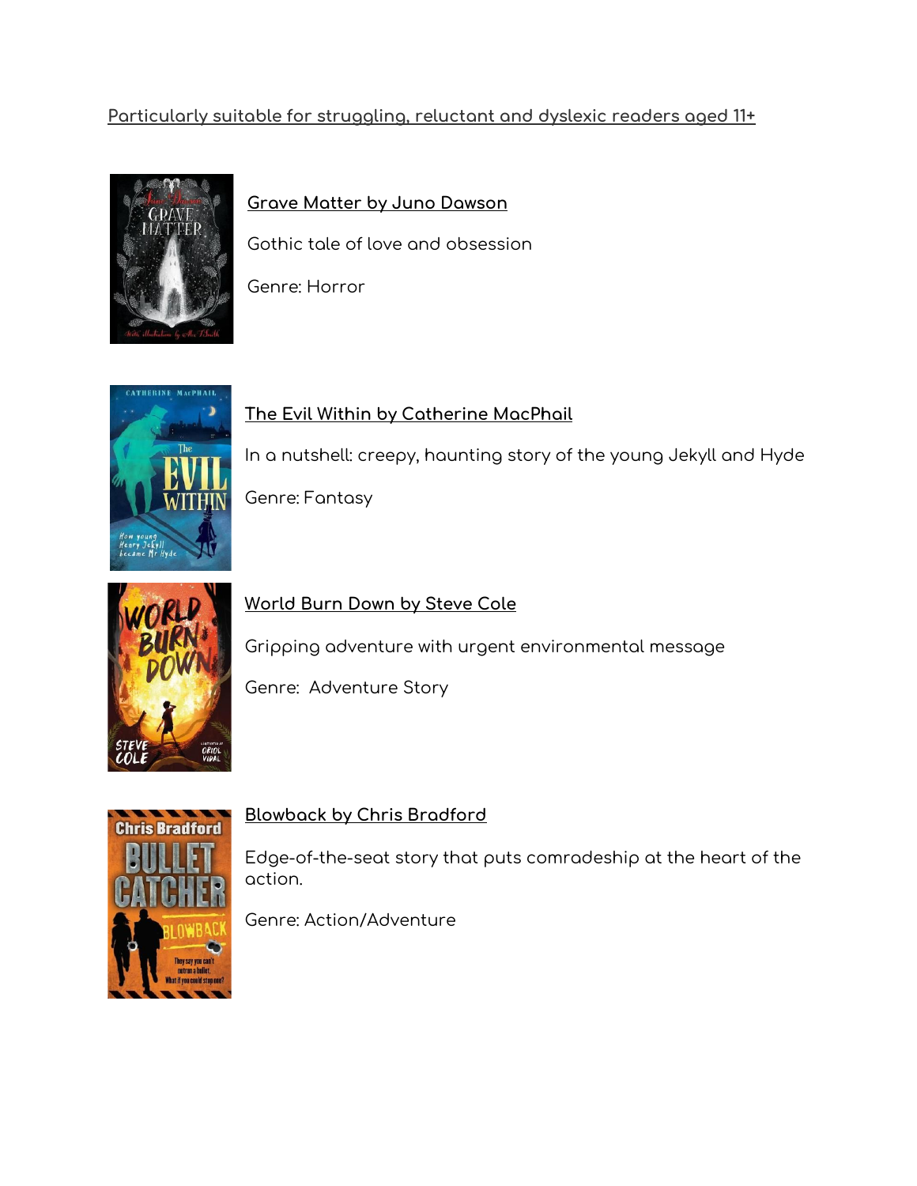Particularly suitable for struggling, reluctant and dyslexic readers aged 11+

**Grave Matter by Juno Dawson**

Gothic tale of love and obsession

Genre: Horror

**The Evil Within by Catherine MacPhail**

In a nutshell: creepy, haunting story of the young Jekyll and Hyde

Genre: Fantasy

**World Burn Down by Steve Cole**

Gripping adventure with urgent environmental message

Genre: Adventure Story

**Blowback by Chris Bradford**

Edge-of-the-seat story that puts comradeship at the heart of the action.

Genre: Action/Adventure